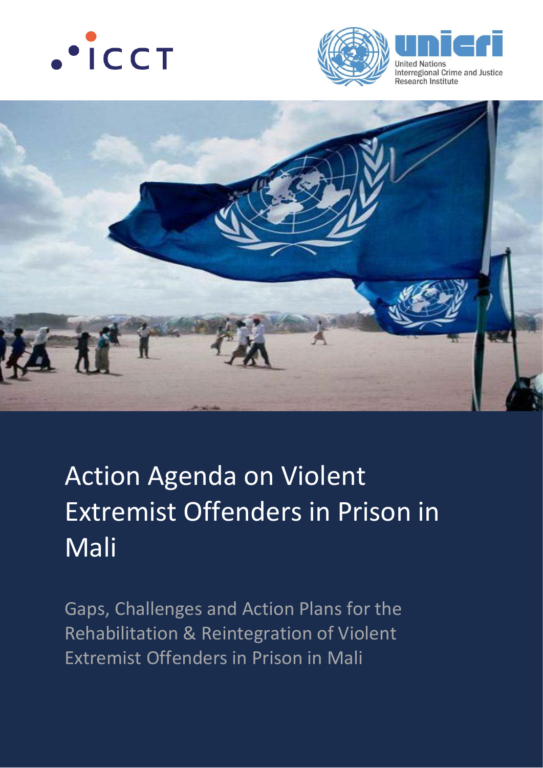ICCT

unicri

United Nations Interregional Crime and Justice Research Institute

# Action Agenda on Violent Extremist Offenders in Prison in Mali

Gaps, Challenges and Action Plans for the Rehabilitation & Reintegration of Violent Extremist Offenders in Prison in Mali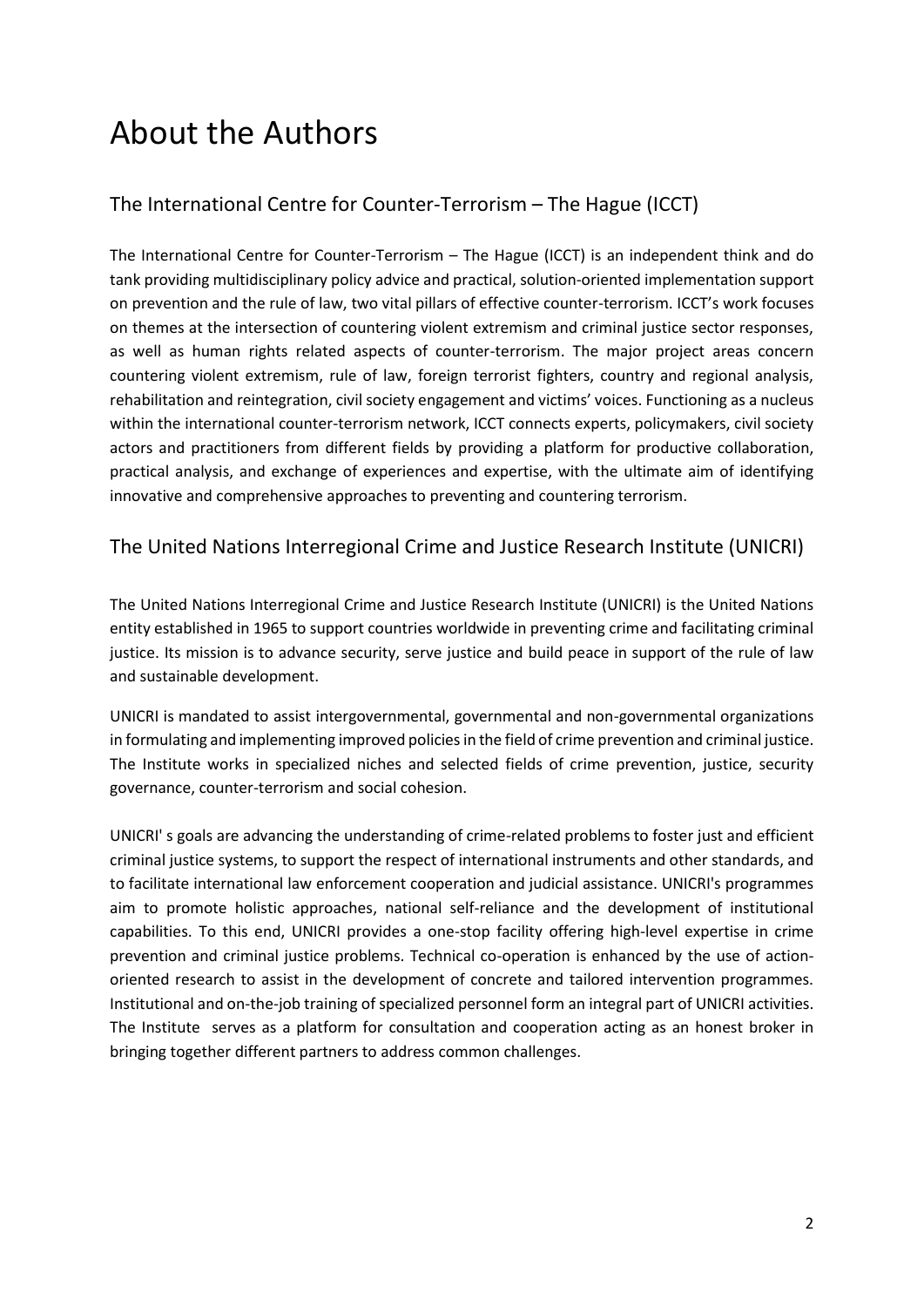# About the Authors

## The International Centre for Counter-Terrorism – The Hague (ICCT)

The International Centre for Counter-Terrorism – The Hague (ICCT) is an independent think and do tank providing multidisciplinary policy advice and practical, solution-oriented implementation support on prevention and the rule of law, two vital pillars of effective counter-terrorism. ICCT's work focuses on themes at the intersection of countering violent extremism and criminal justice sector responses, as well as human rights related aspects of counter-terrorism. The major project areas concern countering violent extremism, rule of law, foreign terrorist fighters, country and regional analysis, rehabilitation and reintegration, civil society engagement and victims' voices. Functioning as a nucleus within the international counter-terrorism network, ICCT connects experts, policymakers, civil society actors and practitioners from different fields by providing a platform for productive collaboration, practical analysis, and exchange of experiences and expertise, with the ultimate aim of identifying innovative and comprehensive approaches to preventing and countering terrorism.

## The United Nations Interregional Crime and Justice Research Institute (UNICRI)

The United Nations Interregional Crime and Justice Research Institute (UNICRI) is the United Nations entity established in 1965 to support countries worldwide in preventing crime and facilitating criminal justice. Its mission is to advance security, serve justice and build peace in support of the rule of law and sustainable development.

UNICRI is mandated to assist intergovernmental, governmental and non-governmental organizations in formulating and implementing improved policies in the field of crime prevention and criminal justice. The Institute works in specialized niches and selected fields of crime prevention, justice, security governance, counter-terrorism and social cohesion.

UNICRI' s goals are advancing the understanding of crime-related problems to foster just and efficient criminal justice systems, to support the respect of international instruments and other standards, and to facilitate international law enforcement cooperation and judicial assistance. UNICRI's programmes aim to promote holistic approaches, national self-reliance and the development of institutional capabilities. To this end, UNICRI provides a one-stop facility offering high-level expertise in crime prevention and criminal justice problems. Technical co-operation is enhanced by the use of action-oriented research to assist in the development of concrete and tailored intervention programmes. Institutional and on-the-job training of specialized personnel form an integral part of UNICRI activities. The Institute serves as a platform for consultation and cooperation acting as an honest broker in bringing together different partners to address common challenges.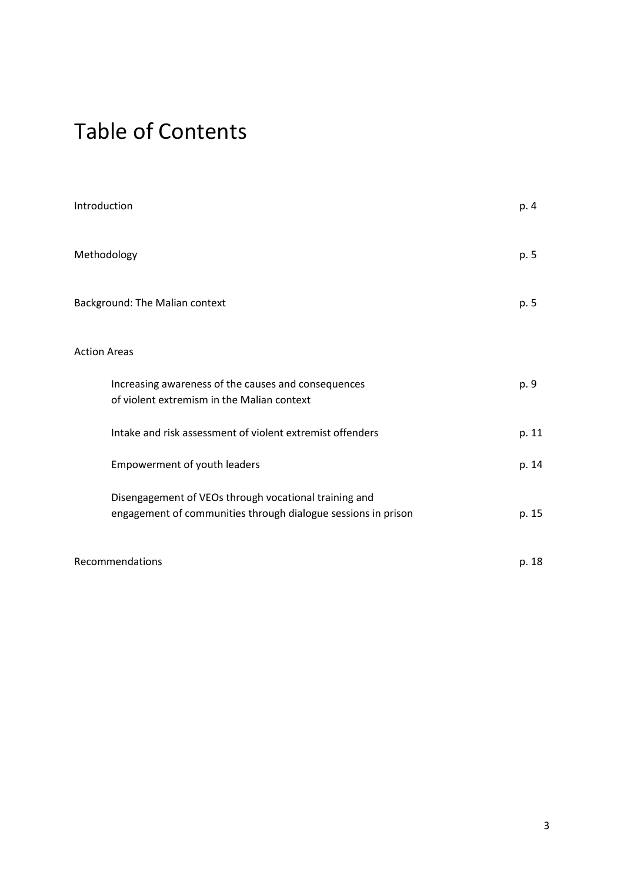# Table of Contents

| | |
|---|---|
| Introduction | p. 4 |
| Methodology | p. 5 |
| Background: The Malian context | p. 5 |
| Action Areas | |
| Increasing awareness of the causes and consequences of violent extremism in the Malian context | p. 9 |
| Intake and risk assessment of violent extremist offenders | p. 11 |
| Empowerment of youth leaders | p. 14 |
| Disengagement of VEOs through vocational training and engagement of communities through dialogue sessions in prison | p. 15 |
| Recommendations | p. 18 |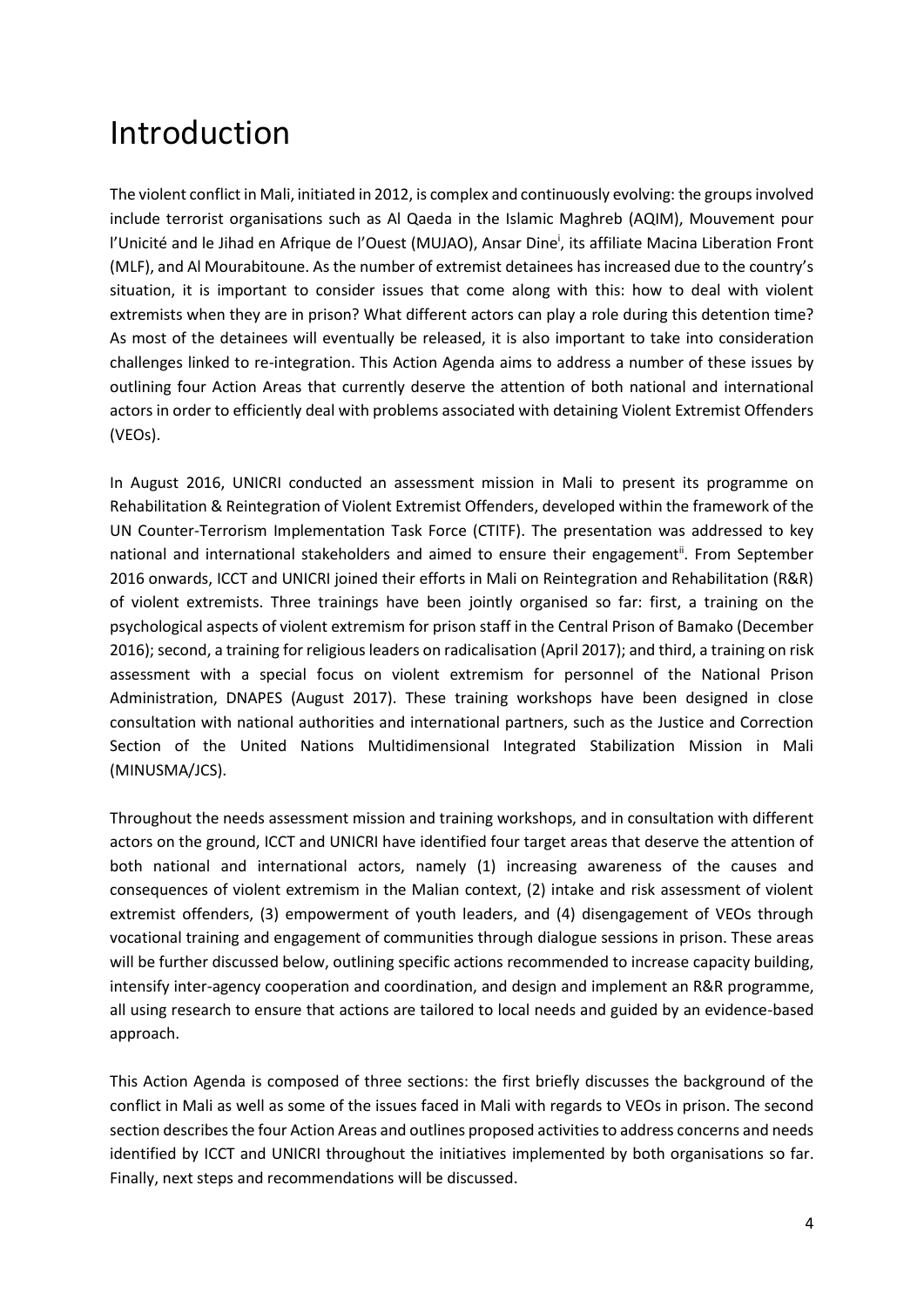# Introduction

The violent conflict in Mali, initiated in 2012, is complex and continuously evolving: the groups involved include terrorist organisations such as Al Qaeda in the Islamic Maghreb (AQIM), Mouvement pour l'Unicité and le Jihad en Afrique de l'Ouest (MUJAO), Ansar Dine[i], its affiliate Macina Liberation Front (MLF), and Al Mourabitoune. As the number of extremist detainees has increased due to the country's situation, it is important to consider issues that come along with this: how to deal with violent extremists when they are in prison? What different actors can play a role during this detention time? As most of the detainees will eventually be released, it is also important to take into consideration challenges linked to re-integration. This Action Agenda aims to address a number of these issues by outlining four Action Areas that currently deserve the attention of both national and international actors in order to efficiently deal with problems associated with detaining Violent Extremist Offenders (VEOs).

In August 2016, UNICRI conducted an assessment mission in Mali to present its programme on Rehabilitation & Reintegration of Violent Extremist Offenders, developed within the framework of the UN Counter-Terrorism Implementation Task Force (CTITF). The presentation was addressed to key national and international stakeholders and aimed to ensure their engagement[ii]. From September 2016 onwards, ICCT and UNICRI joined their efforts in Mali on Reintegration and Rehabilitation (R&R) of violent extremists. Three trainings have been jointly organised so far: first, a training on the psychological aspects of violent extremism for prison staff in the Central Prison of Bamako (December 2016); second, a training for religious leaders on radicalisation (April 2017); and third, a training on risk assessment with a special focus on violent extremism for personnel of the National Prison Administration, DNAPES (August 2017). These training workshops have been designed in close consultation with national authorities and international partners, such as the Justice and Correction Section of the United Nations Multidimensional Integrated Stabilization Mission in Mali (MINUSMA/JCS).

Throughout the needs assessment mission and training workshops, and in consultation with different actors on the ground, ICCT and UNICRI have identified four target areas that deserve the attention of both national and international actors, namely (1) increasing awareness of the causes and consequences of violent extremism in the Malian context, (2) intake and risk assessment of violent extremist offenders, (3) empowerment of youth leaders, and (4) disengagement of VEOs through vocational training and engagement of communities through dialogue sessions in prison. These areas will be further discussed below, outlining specific actions recommended to increase capacity building, intensify inter-agency cooperation and coordination, and design and implement an R&R programme, all using research to ensure that actions are tailored to local needs and guided by an evidence-based approach.

This Action Agenda is composed of three sections: the first briefly discusses the background of the conflict in Mali as well as some of the issues faced in Mali with regards to VEOs in prison. The second section describes the four Action Areas and outlines proposed activities to address concerns and needs identified by ICCT and UNICRI throughout the initiatives implemented by both organisations so far. Finally, next steps and recommendations will be discussed.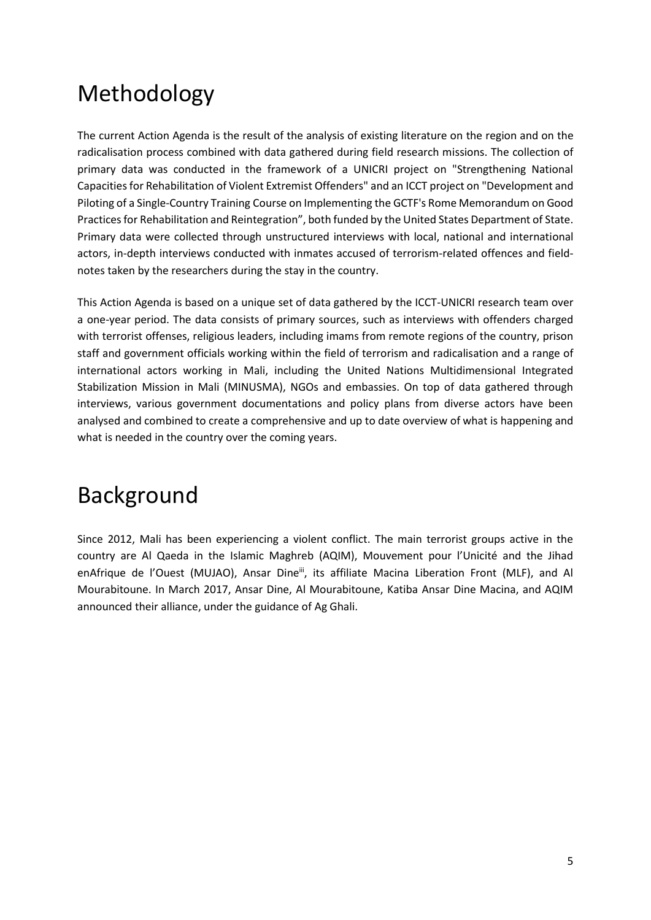# Methodology

The current Action Agenda is the result of the analysis of existing literature on the region and on the radicalisation process combined with data gathered during field research missions. The collection of primary data was conducted in the framework of a UNICRI project on "Strengthening National Capacities for Rehabilitation of Violent Extremist Offenders" and an ICCT project on "Development and Piloting of a Single-Country Training Course on Implementing the GCTF's Rome Memorandum on Good Practices for Rehabilitation and Reintegration", both funded by the United States Department of State. Primary data were collected through unstructured interviews with local, national and international actors, in-depth interviews conducted with inmates accused of terrorism-related offences and field-notes taken by the researchers during the stay in the country.

This Action Agenda is based on a unique set of data gathered by the ICCT-UNICRI research team over a one-year period. The data consists of primary sources, such as interviews with offenders charged with terrorist offenses, religious leaders, including imams from remote regions of the country, prison staff and government officials working within the field of terrorism and radicalisation and a range of international actors working in Mali, including the United Nations Multidimensional Integrated Stabilization Mission in Mali (MINUSMA), NGOs and embassies. On top of data gathered through interviews, various government documentations and policy plans from diverse actors have been analysed and combined to create a comprehensive and up to date overview of what is happening and what is needed in the country over the coming years.

# Background

Since 2012, Mali has been experiencing a violent conflict. The main terrorist groups active in the country are Al Qaeda in the Islamic Maghreb (AQIM), Mouvement pour l'Unicité and the Jihad enAfrique de l'Ouest (MUJAO), Ansar Dine[iii], its affiliate Macina Liberation Front (MLF), and Al Mourabitoune. In March 2017, Ansar Dine, Al Mourabitoune, Katiba Ansar Dine Macina, and AQIM announced their alliance, under the guidance of Ag Ghali.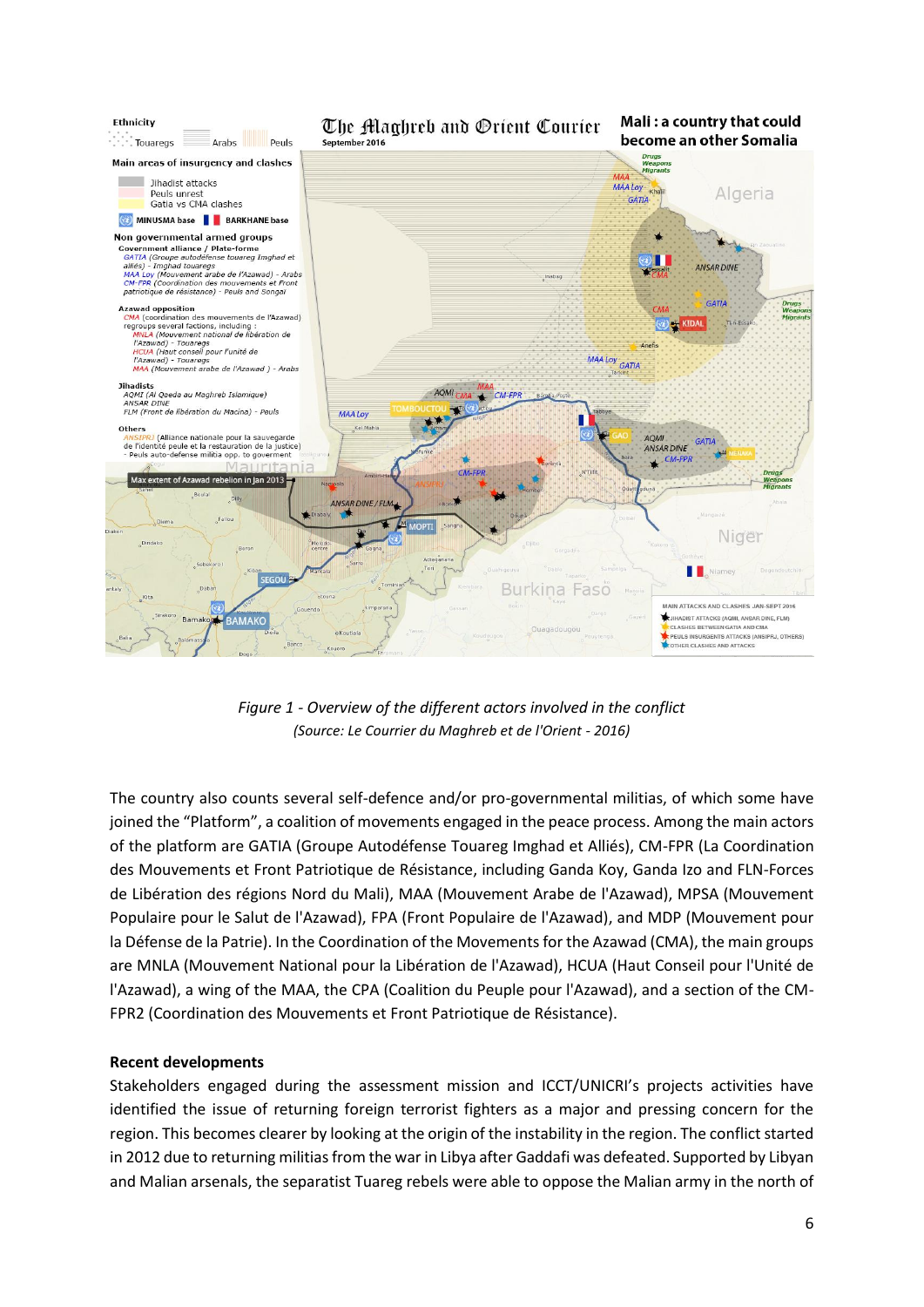*Figure 1 - Overview of the different actors involved in the conflict*

*(Source: Le Courrier du Maghreb et de l'Orient - 2016)*

The country also counts several self-defence and/or pro-governmental militias, of which some have joined the “Platform”, a coalition of movements engaged in the peace process. Among the main actors of the platform are GATIA (Groupe Autodéfense Touareg Imghad et Alliés), CM-FPR (La Coordination des Mouvements et Front Patriotique de Résistance, including Ganda Koy, Ganda Izo and FLN-Forces de Libération des régions Nord du Mali), MAA (Mouvement Arabe de l'Azawad), MPSA (Mouvement Populaire pour le Salut de l'Azawad), FPA (Front Populaire de l'Azawad), and MDP (Mouvement pour la Défense de la Patrie). In the Coordination of the Movements for the Azawad (CMA), the main groups are MNLA (Mouvement National pour la Libération de l'Azawad), HCUA (Haut Conseil pour l'Unité de l'Azawad), a wing of the MAA, the CPA (Coalition du Peuple pour l'Azawad), and a section of the CM-FPR2 (Coordination des Mouvements et Front Patriotique de Résistance).

**Recent developments**

Stakeholders engaged during the assessment mission and ICCT/UNICRI's projects activities have identified the issue of returning foreign terrorist fighters as a major and pressing concern for the region. This becomes clearer by looking at the origin of the instability in the region. The conflict started in 2012 due to returning militias from the war in Libya after Gaddafi was defeated. Supported by Libyan and Malian arsenals, the separatist Tuareg rebels were able to oppose the Malian army in the north of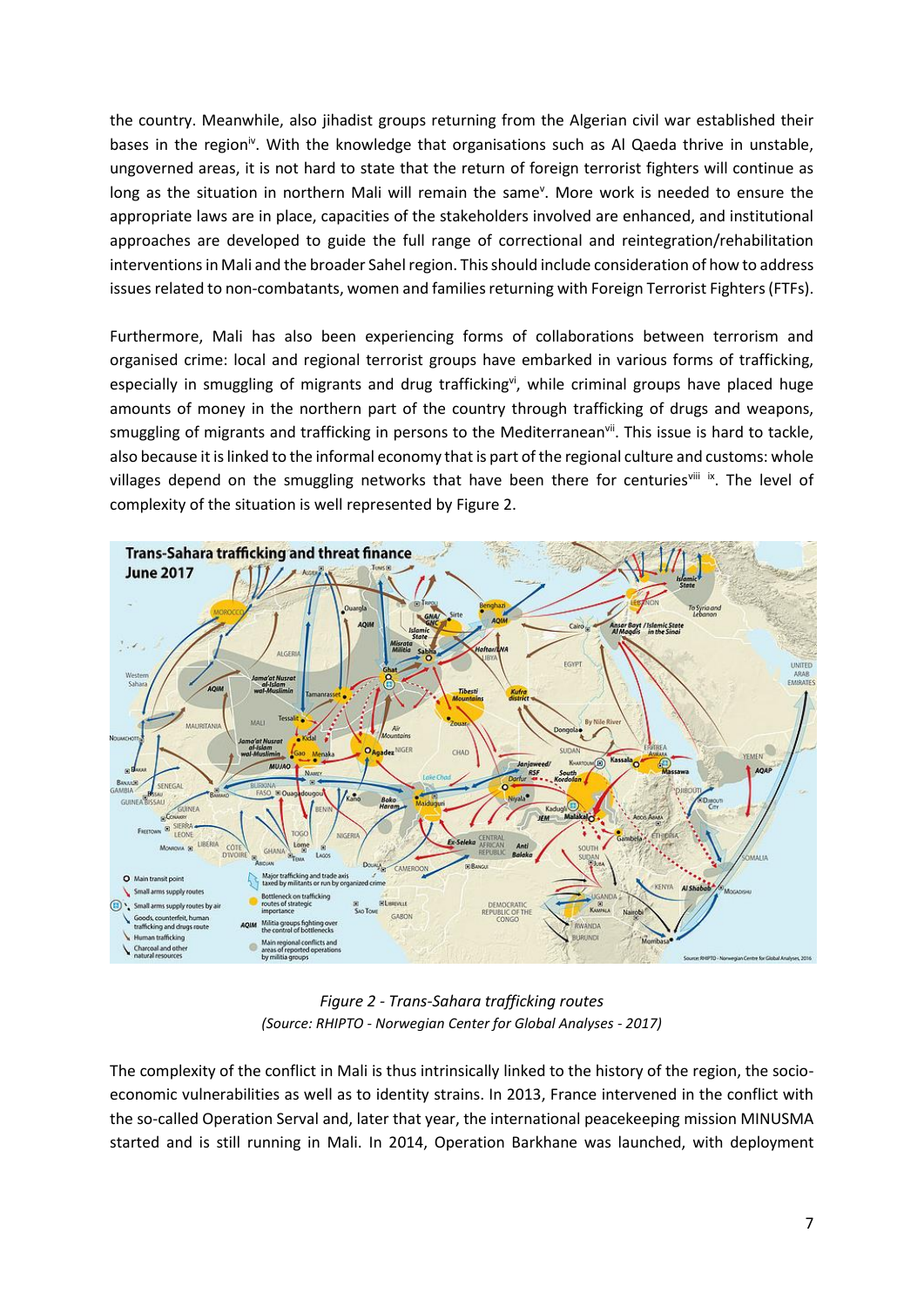the country. Meanwhile, also jihadist groups returning from the Algerian civil war established their bases in the region[iv]. With the knowledge that organisations such as Al Qaeda thrive in unstable, ungoverned areas, it is not hard to state that the return of foreign terrorist fighters will continue as long as the situation in northern Mali will remain the same[v]. More work is needed to ensure the appropriate laws are in place, capacities of the stakeholders involved are enhanced, and institutional approaches are developed to guide the full range of correctional and reintegration/rehabilitation interventions in Mali and the broader Sahel region. This should include consideration of how to address issues related to non-combatants, women and families returning with Foreign Terrorist Fighters (FTFs).

Furthermore, Mali has also been experiencing forms of collaborations between terrorism and organised crime: local and regional terrorist groups have embarked in various forms of trafficking, especially in smuggling of migrants and drug trafficking[vi], while criminal groups have placed huge amounts of money in the northern part of the country through trafficking of drugs and weapons, smuggling of migrants and trafficking in persons to the Mediterranean[vii]. This issue is hard to tackle, also because it is linked to the informal economy that is part of the regional culture and customs: whole villages depend on the smuggling networks that have been there for centuries[viii] [ix]. The level of complexity of the situation is well represented by Figure 2.

*Figure 2 - Trans-Sahara trafficking routes*
*(Source: RHIPTO - Norwegian Center for Global Analyses - 2017)*

The complexity of the conflict in Mali is thus intrinsically linked to the history of the region, the socio-economic vulnerabilities as well as to identity strains. In 2013, France intervened in the conflict with the so-called Operation Serval and, later that year, the international peacekeeping mission MINUSMA started and is still running in Mali. In 2014, Operation Barkhane was launched, with deployment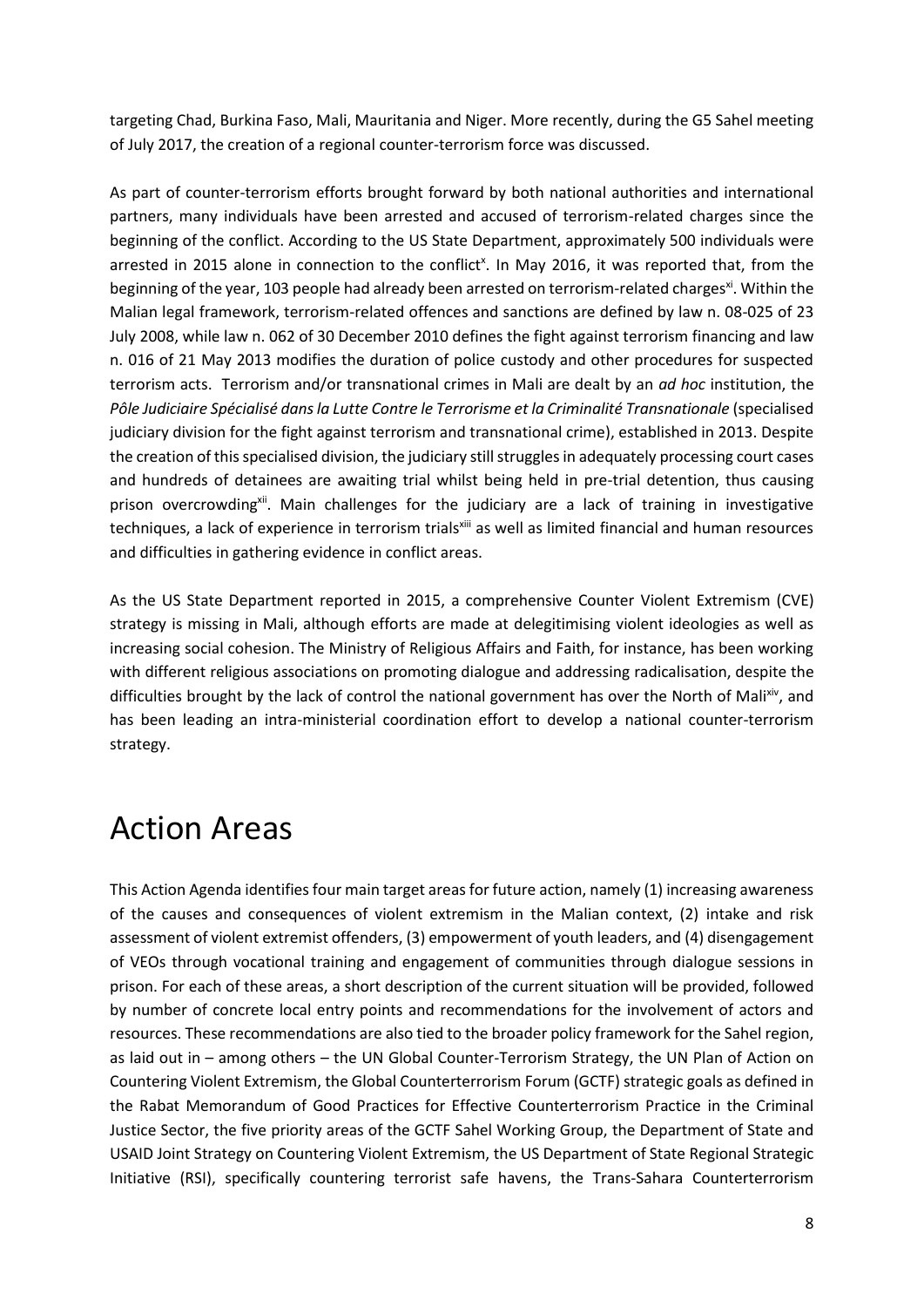targeting Chad, Burkina Faso, Mali, Mauritania and Niger. More recently, during the G5 Sahel meeting of July 2017, the creation of a regional counter-terrorism force was discussed.

As part of counter-terrorism efforts brought forward by both national authorities and international partners, many individuals have been arrested and accused of terrorism-related charges since the beginning of the conflict. According to the US State Department, approximately 500 individuals were arrested in 2015 alone in connection to the conflict[x]. In May 2016, it was reported that, from the beginning of the year, 103 people had already been arrested on terrorism-related charges[xi]. Within the Malian legal framework, terrorism-related offences and sanctions are defined by law n. 08-025 of 23 July 2008, while law n. 062 of 30 December 2010 defines the fight against terrorism financing and law n. 016 of 21 May 2013 modifies the duration of police custody and other procedures for suspected terrorism acts. Terrorism and/or transnational crimes in Mali are dealt by an *ad hoc* institution, the *Pôle Judiciaire Spécialisé dans la Lutte Contre le Terrorisme et la Criminalité Transnationale* (specialised judiciary division for the fight against terrorism and transnational crime), established in 2013. Despite the creation of this specialised division, the judiciary still struggles in adequately processing court cases and hundreds of detainees are awaiting trial whilst being held in pre-trial detention, thus causing prison overcrowding[xii]. Main challenges for the judiciary are a lack of training in investigative techniques, a lack of experience in terrorism trials[xiii] as well as limited financial and human resources and difficulties in gathering evidence in conflict areas.

As the US State Department reported in 2015, a comprehensive Counter Violent Extremism (CVE) strategy is missing in Mali, although efforts are made at delegitimising violent ideologies as well as increasing social cohesion. The Ministry of Religious Affairs and Faith, for instance, has been working with different religious associations on promoting dialogue and addressing radicalisation, despite the difficulties brought by the lack of control the national government has over the North of Mali[xiv], and has been leading an intra-ministerial coordination effort to develop a national counter-terrorism strategy.

# Action Areas

This Action Agenda identifies four main target areas for future action, namely (1) increasing awareness of the causes and consequences of violent extremism in the Malian context, (2) intake and risk assessment of violent extremist offenders, (3) empowerment of youth leaders, and (4) disengagement of VEOs through vocational training and engagement of communities through dialogue sessions in prison. For each of these areas, a short description of the current situation will be provided, followed by number of concrete local entry points and recommendations for the involvement of actors and resources. These recommendations are also tied to the broader policy framework for the Sahel region, as laid out in – among others – the UN Global Counter-Terrorism Strategy, the UN Plan of Action on Countering Violent Extremism, the Global Counterterrorism Forum (GCTF) strategic goals as defined in the Rabat Memorandum of Good Practices for Effective Counterterrorism Practice in the Criminal Justice Sector, the five priority areas of the GCTF Sahel Working Group, the Department of State and USAID Joint Strategy on Countering Violent Extremism, the US Department of State Regional Strategic Initiative (RSI), specifically countering terrorist safe havens, the Trans-Sahara Counterterrorism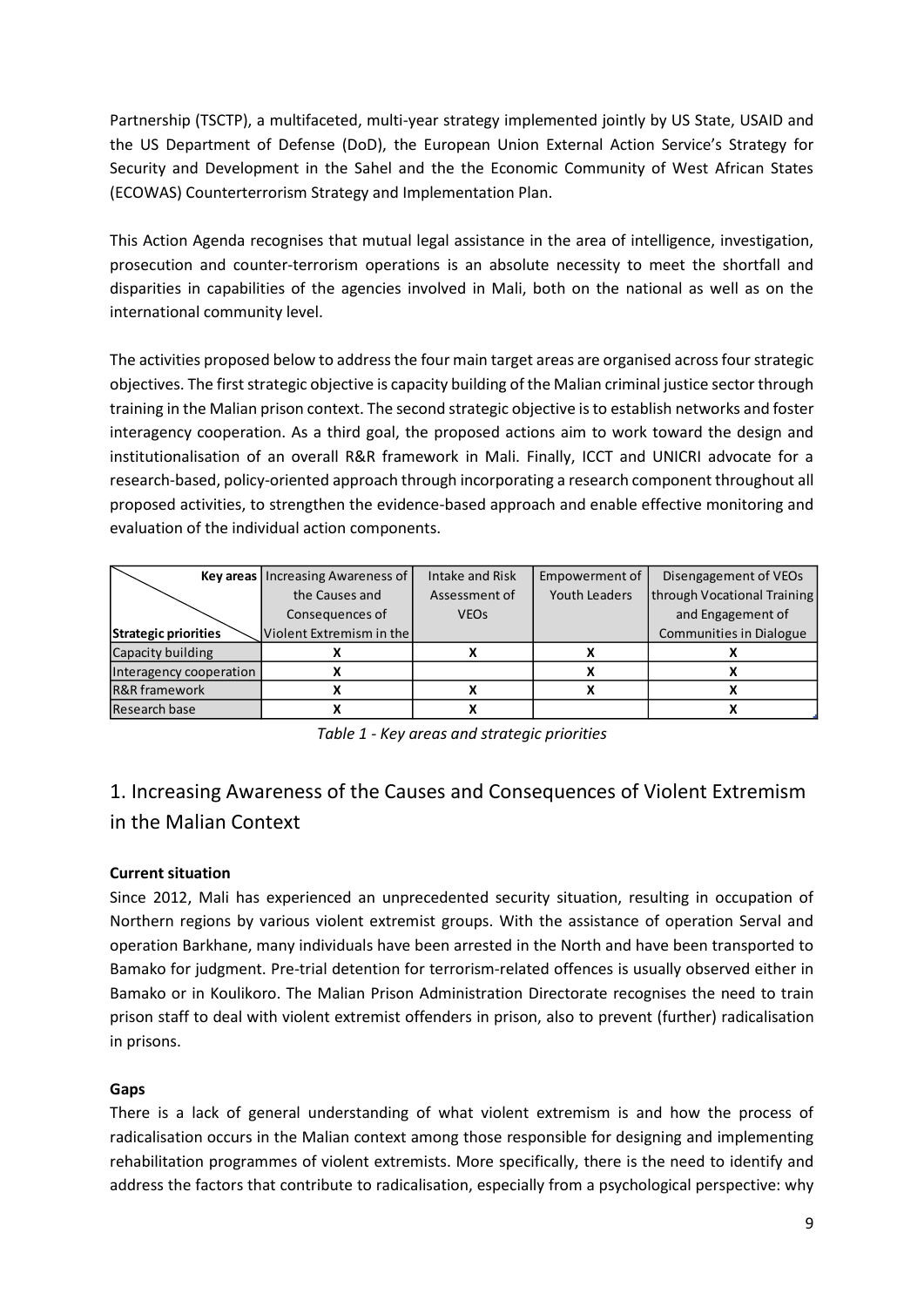Partnership (TSCTP), a multifaceted, multi-year strategy implemented jointly by US State, USAID and the US Department of Defense (DoD), the European Union External Action Service's Strategy for Security and Development in the Sahel and the the Economic Community of West African States (ECOWAS) Counterterrorism Strategy and Implementation Plan.

This Action Agenda recognises that mutual legal assistance in the area of intelligence, investigation, prosecution and counter-terrorism operations is an absolute necessity to meet the shortfall and disparities in capabilities of the agencies involved in Mali, both on the national as well as on the international community level.

The activities proposed below to address the four main target areas are organised across four strategic objectives. The first strategic objective is capacity building of the Malian criminal justice sector through training in the Malian prison context. The second strategic objective is to establish networks and foster interagency cooperation. As a third goal, the proposed actions aim to work toward the design and institutionalisation of an overall R&R framework in Mali. Finally, ICCT and UNICRI advocate for a research-based, policy-oriented approach through incorporating a research component throughout all proposed activities, to strengthen the evidence-based approach and enable effective monitoring and evaluation of the individual action components.

| **Key areas** / **Strategic priorities** | Increasing Awareness of the Causes and Consequences of Violent Extremism in the | Intake and Risk Assessment of VEOs | Empowerment of Youth Leaders | Disengagement of VEOs through Vocational Training and Engagement of Communities in Dialogue |
|---|---|---|---|---|
| Capacity building | X | X | X | X |
| Interagency cooperation | X | | X | X |
| R&R framework | X | X | X | X |
| Research base | X | X | | X |

*Table 1 - Key areas and strategic priorities*

## 1. Increasing Awareness of the Causes and Consequences of Violent Extremism in the Malian Context

**Current situation**

Since 2012, Mali has experienced an unprecedented security situation, resulting in occupation of Northern regions by various violent extremist groups. With the assistance of operation Serval and operation Barkhane, many individuals have been arrested in the North and have been transported to Bamako for judgment. Pre-trial detention for terrorism-related offences is usually observed either in Bamako or in Koulikoro. The Malian Prison Administration Directorate recognises the need to train prison staff to deal with violent extremist offenders in prison, also to prevent (further) radicalisation in prisons.

**Gaps**

There is a lack of general understanding of what violent extremism is and how the process of radicalisation occurs in the Malian context among those responsible for designing and implementing rehabilitation programmes of violent extremists. More specifically, there is the need to identify and address the factors that contribute to radicalisation, especially from a psychological perspective: why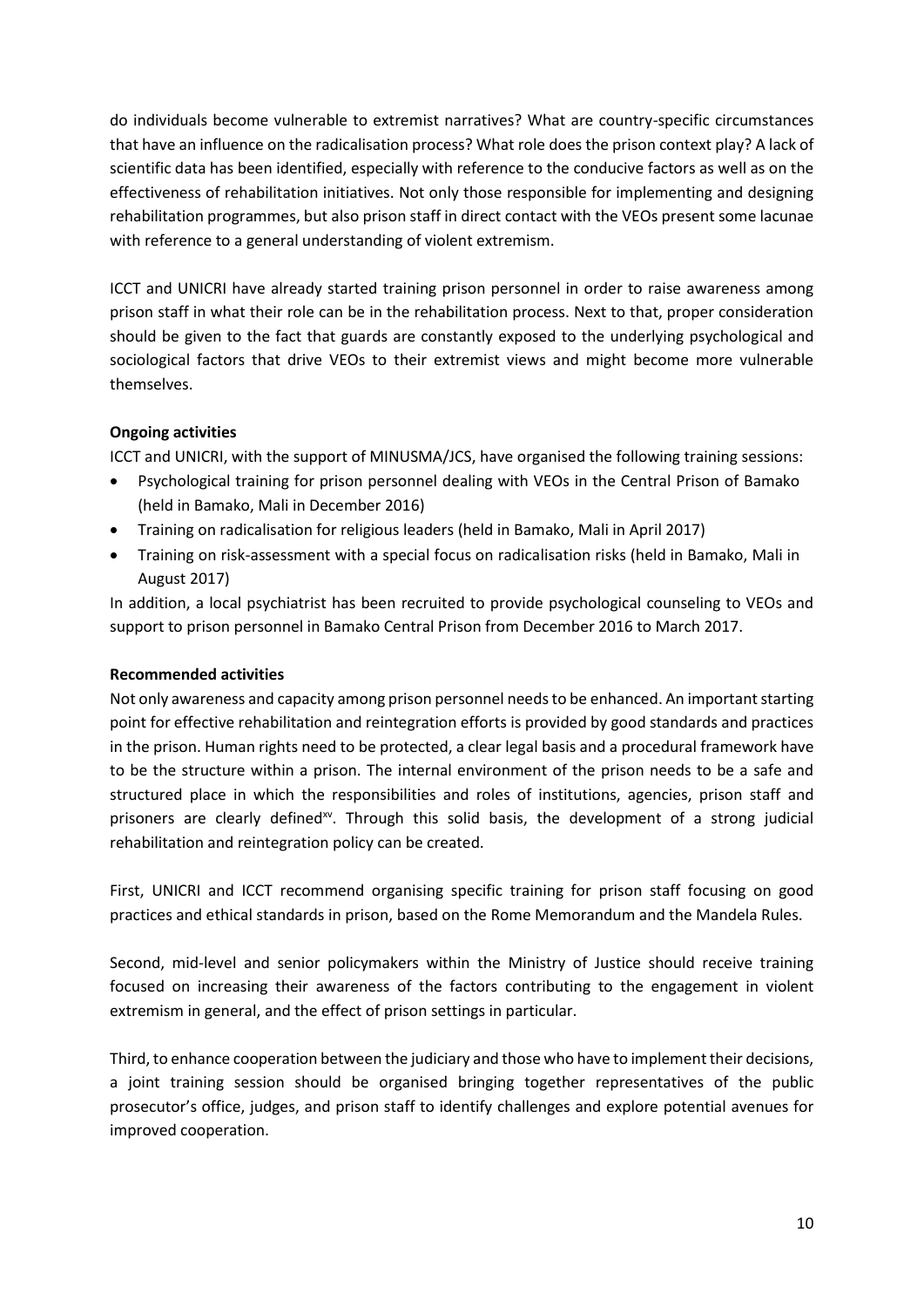do individuals become vulnerable to extremist narratives? What are country-specific circumstances that have an influence on the radicalisation process? What role does the prison context play? A lack of scientific data has been identified, especially with reference to the conducive factors as well as on the effectiveness of rehabilitation initiatives. Not only those responsible for implementing and designing rehabilitation programmes, but also prison staff in direct contact with the VEOs present some lacunae with reference to a general understanding of violent extremism.

ICCT and UNICRI have already started training prison personnel in order to raise awareness among prison staff in what their role can be in the rehabilitation process. Next to that, proper consideration should be given to the fact that guards are constantly exposed to the underlying psychological and sociological factors that drive VEOs to their extremist views and might become more vulnerable themselves.

**Ongoing activities**

ICCT and UNICRI, with the support of MINUSMA/JCS, have organised the following training sessions:

- Psychological training for prison personnel dealing with VEOs in the Central Prison of Bamako (held in Bamako, Mali in December 2016)
- Training on radicalisation for religious leaders (held in Bamako, Mali in April 2017)
- Training on risk-assessment with a special focus on radicalisation risks (held in Bamako, Mali in August 2017)

In addition, a local psychiatrist has been recruited to provide psychological counseling to VEOs and support to prison personnel in Bamako Central Prison from December 2016 to March 2017.

**Recommended activities**

Not only awareness and capacity among prison personnel needs to be enhanced. An important starting point for effective rehabilitation and reintegration efforts is provided by good standards and practices in the prison. Human rights need to be protected, a clear legal basis and a procedural framework have to be the structure within a prison. The internal environment of the prison needs to be a safe and structured place in which the responsibilities and roles of institutions, agencies, prison staff and prisoners are clearly defined[xv]. Through this solid basis, the development of a strong judicial rehabilitation and reintegration policy can be created.

First, UNICRI and ICCT recommend organising specific training for prison staff focusing on good practices and ethical standards in prison, based on the Rome Memorandum and the Mandela Rules.

Second, mid-level and senior policymakers within the Ministry of Justice should receive training focused on increasing their awareness of the factors contributing to the engagement in violent extremism in general, and the effect of prison settings in particular.

Third, to enhance cooperation between the judiciary and those who have to implement their decisions, a joint training session should be organised bringing together representatives of the public prosecutor's office, judges, and prison staff to identify challenges and explore potential avenues for improved cooperation.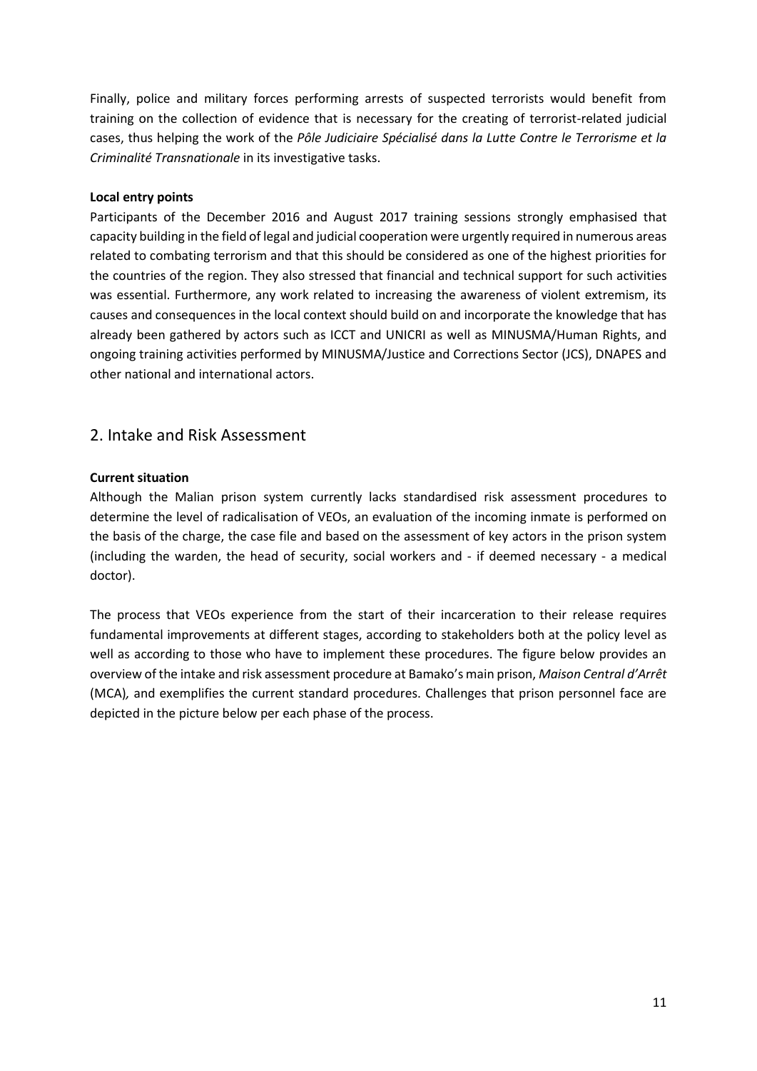Finally, police and military forces performing arrests of suspected terrorists would benefit from training on the collection of evidence that is necessary for the creating of terrorist-related judicial cases, thus helping the work of the *Pôle Judiciaire Spécialisé dans la Lutte Contre le Terrorisme et la Criminalité Transnationale* in its investigative tasks.

**Local entry points**

Participants of the December 2016 and August 2017 training sessions strongly emphasised that capacity building in the field of legal and judicial cooperation were urgently required in numerous areas related to combating terrorism and that this should be considered as one of the highest priorities for the countries of the region. They also stressed that financial and technical support for such activities was essential. Furthermore, any work related to increasing the awareness of violent extremism, its causes and consequences in the local context should build on and incorporate the knowledge that has already been gathered by actors such as ICCT and UNICRI as well as MINUSMA/Human Rights, and ongoing training activities performed by MINUSMA/Justice and Corrections Sector (JCS), DNAPES and other national and international actors.

## 2. Intake and Risk Assessment

**Current situation**

Although the Malian prison system currently lacks standardised risk assessment procedures to determine the level of radicalisation of VEOs, an evaluation of the incoming inmate is performed on the basis of the charge, the case file and based on the assessment of key actors in the prison system (including the warden, the head of security, social workers and - if deemed necessary - a medical doctor).

The process that VEOs experience from the start of their incarceration to their release requires fundamental improvements at different stages, according to stakeholders both at the policy level as well as according to those who have to implement these procedures. The figure below provides an overview of the intake and risk assessment procedure at Bamako's main prison, *Maison Central d'Arrêt* (MCA), and exemplifies the current standard procedures. Challenges that prison personnel face are depicted in the picture below per each phase of the process.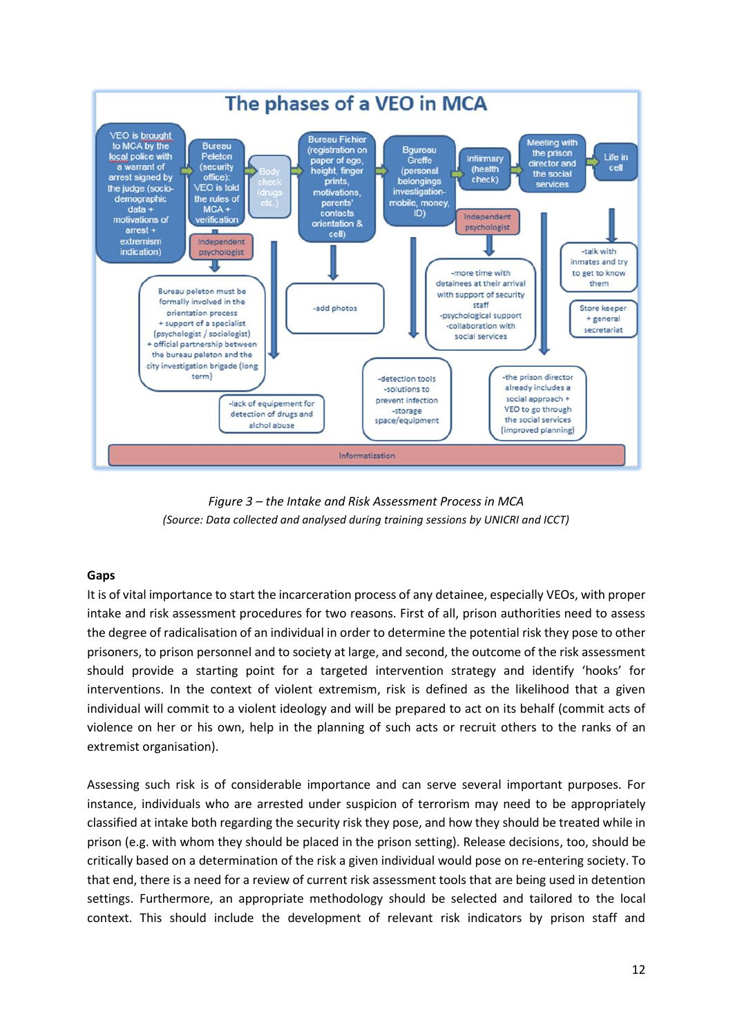## The phases of a VEO in MCA

- VEO is brought to MCA by the local police with a warrant of arrest signed by the judge (socio-demographic data + motivations of arrest + extremism indication)
  - Independent psychologist
  - Bureau peleton must be formally involved in the orientation process + support of a specialist (psychologist / sociologist) + official partnership between the bureau peleton and the city investigation brigade (long term)
- Bureau Peleton (security office): VEO is told the rules of MCA + verification
- Body check (drugs etc.)
  - -lack of equipement for detection of drugs and alchol abuse
- Bureau Fichier (registration on paper of age, height, finger prints, motivations, parents' contacts orientation & cell)
  - -add photos
- Bgureau Greffe (personal belongings investigation- mobile, money, ID)
  - -detection tools
  - -solutions to prevent infection
  - -storage space/equipment
- Infirmary (health check)
  - Independent psychologist
  - -more time with detainees at their arrival with support of security staff
  - -psychological support
  - -collaboration with social services
- Meeting with the prison director and the social services
  - -the prison director already includes a social approach + VEO to go through the social services (improved planning)
- Life in cell
  - -talk with inmates and try to get to know them
  - Store keeper + general secretariat

Informatization

*Figure 3 – the Intake and Risk Assessment Process in MCA*
*(Source: Data collected and analysed during training sessions by UNICRI and ICCT)*

**Gaps**

It is of vital importance to start the incarceration process of any detainee, especially VEOs, with proper intake and risk assessment procedures for two reasons. First of all, prison authorities need to assess the degree of radicalisation of an individual in order to determine the potential risk they pose to other prisoners, to prison personnel and to society at large, and second, the outcome of the risk assessment should provide a starting point for a targeted intervention strategy and identify 'hooks' for interventions. In the context of violent extremism, risk is defined as the likelihood that a given individual will commit to a violent ideology and will be prepared to act on its behalf (commit acts of violence on her or his own, help in the planning of such acts or recruit others to the ranks of an extremist organisation).

Assessing such risk is of considerable importance and can serve several important purposes. For instance, individuals who are arrested under suspicion of terrorism may need to be appropriately classified at intake both regarding the security risk they pose, and how they should be treated while in prison (e.g. with whom they should be placed in the prison setting). Release decisions, too, should be critically based on a determination of the risk a given individual would pose on re-entering society. To that end, there is a need for a review of current risk assessment tools that are being used in detention settings. Furthermore, an appropriate methodology should be selected and tailored to the local context. This should include the development of relevant risk indicators by prison staff and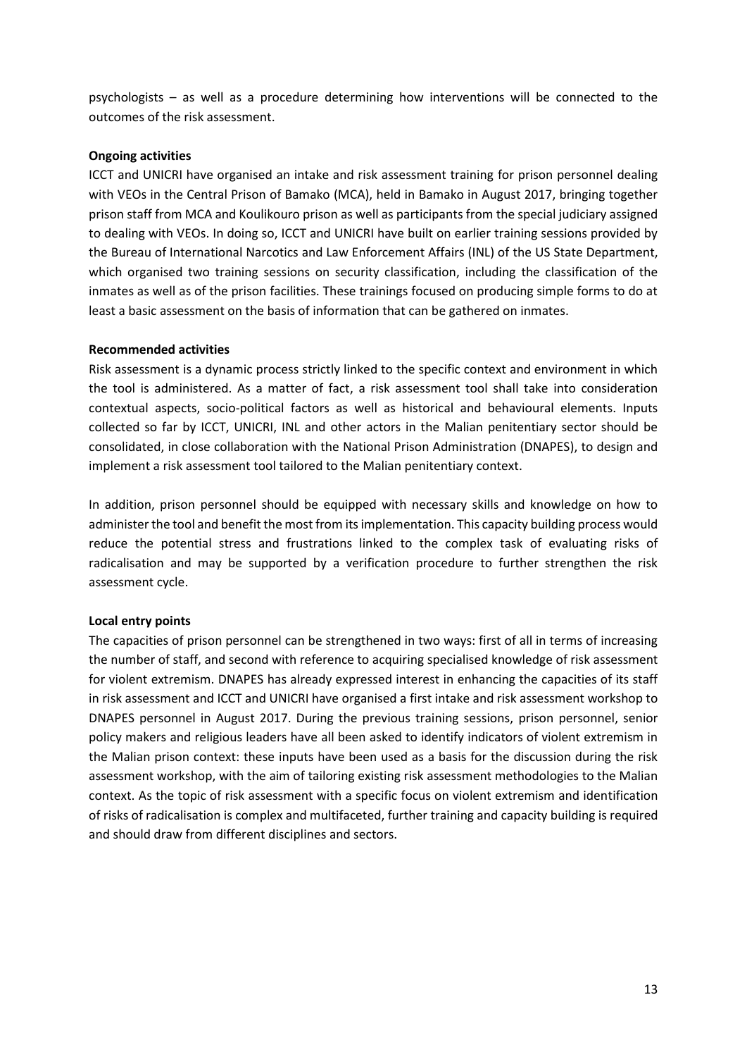psychologists – as well as a procedure determining how interventions will be connected to the outcomes of the risk assessment.

**Ongoing activities**

ICCT and UNICRI have organised an intake and risk assessment training for prison personnel dealing with VEOs in the Central Prison of Bamako (MCA), held in Bamako in August 2017, bringing together prison staff from MCA and Koulikouro prison as well as participants from the special judiciary assigned to dealing with VEOs. In doing so, ICCT and UNICRI have built on earlier training sessions provided by the Bureau of International Narcotics and Law Enforcement Affairs (INL) of the US State Department, which organised two training sessions on security classification, including the classification of the inmates as well as of the prison facilities. These trainings focused on producing simple forms to do at least a basic assessment on the basis of information that can be gathered on inmates.

**Recommended activities**

Risk assessment is a dynamic process strictly linked to the specific context and environment in which the tool is administered. As a matter of fact, a risk assessment tool shall take into consideration contextual aspects, socio-political factors as well as historical and behavioural elements. Inputs collected so far by ICCT, UNICRI, INL and other actors in the Malian penitentiary sector should be consolidated, in close collaboration with the National Prison Administration (DNAPES), to design and implement a risk assessment tool tailored to the Malian penitentiary context.

In addition, prison personnel should be equipped with necessary skills and knowledge on how to administer the tool and benefit the most from its implementation. This capacity building process would reduce the potential stress and frustrations linked to the complex task of evaluating risks of radicalisation and may be supported by a verification procedure to further strengthen the risk assessment cycle.

**Local entry points**

The capacities of prison personnel can be strengthened in two ways: first of all in terms of increasing the number of staff, and second with reference to acquiring specialised knowledge of risk assessment for violent extremism. DNAPES has already expressed interest in enhancing the capacities of its staff in risk assessment and ICCT and UNICRI have organised a first intake and risk assessment workshop to DNAPES personnel in August 2017. During the previous training sessions, prison personnel, senior policy makers and religious leaders have all been asked to identify indicators of violent extremism in the Malian prison context: these inputs have been used as a basis for the discussion during the risk assessment workshop, with the aim of tailoring existing risk assessment methodologies to the Malian context. As the topic of risk assessment with a specific focus on violent extremism and identification of risks of radicalisation is complex and multifaceted, further training and capacity building is required and should draw from different disciplines and sectors.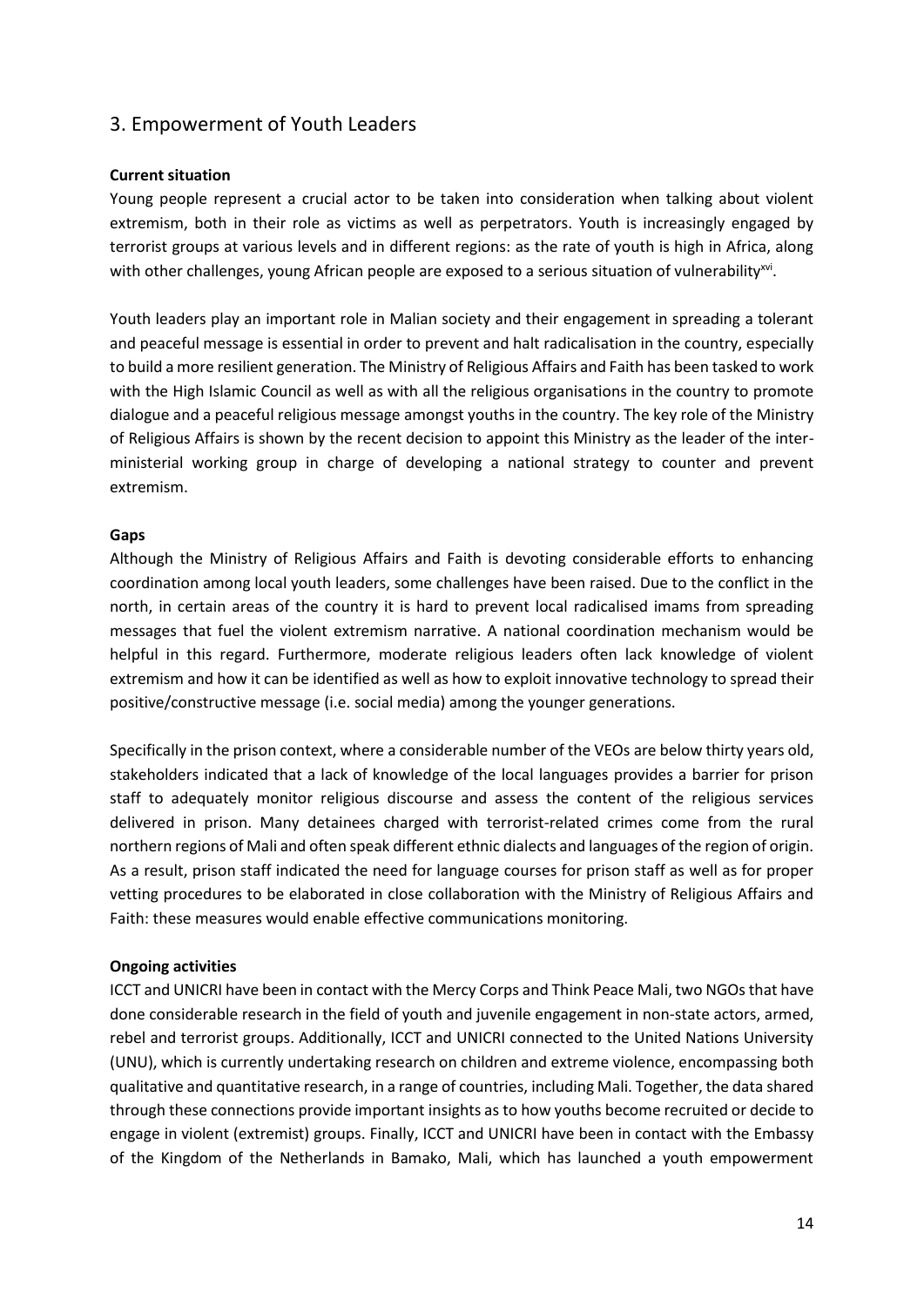## 3. Empowerment of Youth Leaders

**Current situation**

Young people represent a crucial actor to be taken into consideration when talking about violent extremism, both in their role as victims as well as perpetrators. Youth is increasingly engaged by terrorist groups at various levels and in different regions: as the rate of youth is high in Africa, along with other challenges, young African people are exposed to a serious situation of vulnerability[xvi].

Youth leaders play an important role in Malian society and their engagement in spreading a tolerant and peaceful message is essential in order to prevent and halt radicalisation in the country, especially to build a more resilient generation. The Ministry of Religious Affairs and Faith has been tasked to work with the High Islamic Council as well as with all the religious organisations in the country to promote dialogue and a peaceful religious message amongst youths in the country. The key role of the Ministry of Religious Affairs is shown by the recent decision to appoint this Ministry as the leader of the inter-ministerial working group in charge of developing a national strategy to counter and prevent extremism.

**Gaps**

Although the Ministry of Religious Affairs and Faith is devoting considerable efforts to enhancing coordination among local youth leaders, some challenges have been raised. Due to the conflict in the north, in certain areas of the country it is hard to prevent local radicalised imams from spreading messages that fuel the violent extremism narrative. A national coordination mechanism would be helpful in this regard. Furthermore, moderate religious leaders often lack knowledge of violent extremism and how it can be identified as well as how to exploit innovative technology to spread their positive/constructive message (i.e. social media) among the younger generations.

Specifically in the prison context, where a considerable number of the VEOs are below thirty years old, stakeholders indicated that a lack of knowledge of the local languages provides a barrier for prison staff to adequately monitor religious discourse and assess the content of the religious services delivered in prison. Many detainees charged with terrorist-related crimes come from the rural northern regions of Mali and often speak different ethnic dialects and languages of the region of origin. As a result, prison staff indicated the need for language courses for prison staff as well as for proper vetting procedures to be elaborated in close collaboration with the Ministry of Religious Affairs and Faith: these measures would enable effective communications monitoring.

**Ongoing activities**

ICCT and UNICRI have been in contact with the Mercy Corps and Think Peace Mali, two NGOs that have done considerable research in the field of youth and juvenile engagement in non-state actors, armed, rebel and terrorist groups. Additionally, ICCT and UNICRI connected to the United Nations University (UNU), which is currently undertaking research on children and extreme violence, encompassing both qualitative and quantitative research, in a range of countries, including Mali. Together, the data shared through these connections provide important insights as to how youths become recruited or decide to engage in violent (extremist) groups. Finally, ICCT and UNICRI have been in contact with the Embassy of the Kingdom of the Netherlands in Bamako, Mali, which has launched a youth empowerment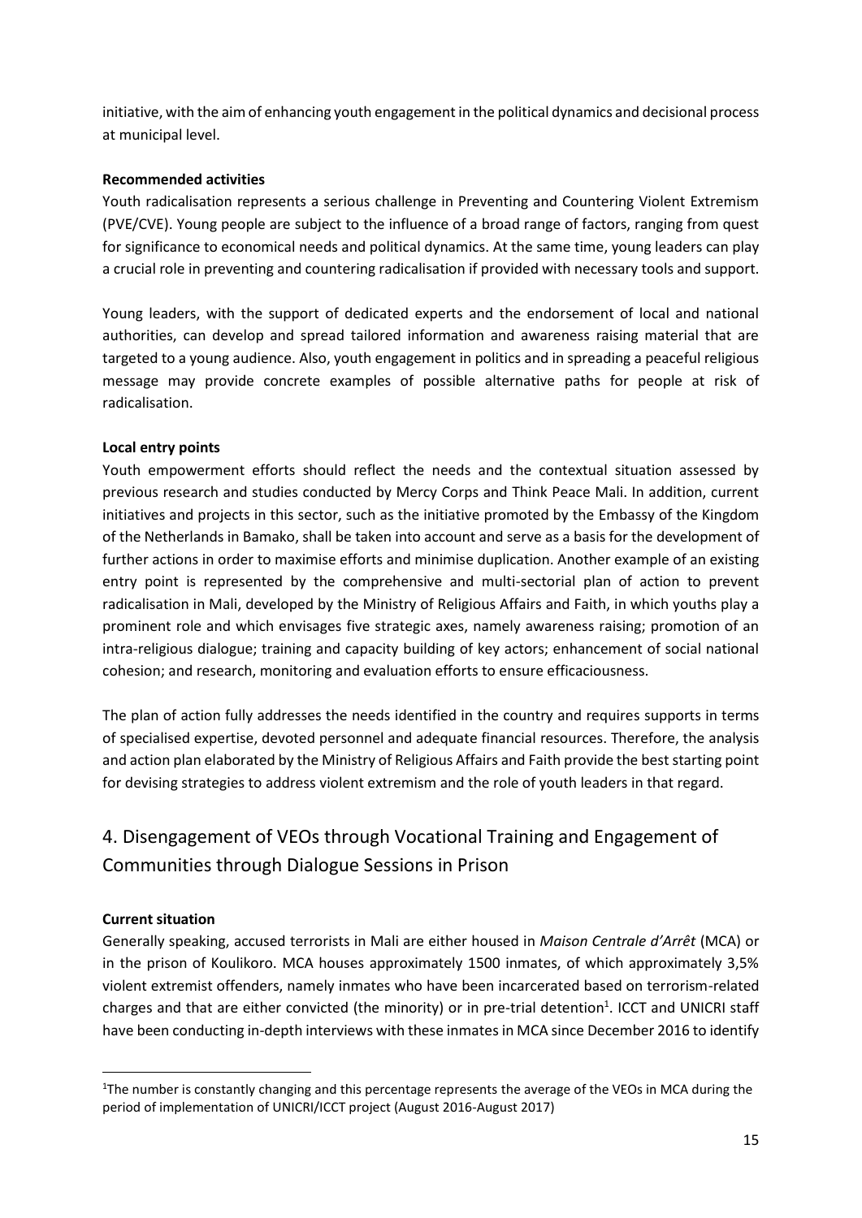initiative, with the aim of enhancing youth engagement in the political dynamics and decisional process at municipal level.

**Recommended activities**

Youth radicalisation represents a serious challenge in Preventing and Countering Violent Extremism (PVE/CVE). Young people are subject to the influence of a broad range of factors, ranging from quest for significance to economical needs and political dynamics. At the same time, young leaders can play a crucial role in preventing and countering radicalisation if provided with necessary tools and support.

Young leaders, with the support of dedicated experts and the endorsement of local and national authorities, can develop and spread tailored information and awareness raising material that are targeted to a young audience. Also, youth engagement in politics and in spreading a peaceful religious message may provide concrete examples of possible alternative paths for people at risk of radicalisation.

**Local entry points**

Youth empowerment efforts should reflect the needs and the contextual situation assessed by previous research and studies conducted by Mercy Corps and Think Peace Mali. In addition, current initiatives and projects in this sector, such as the initiative promoted by the Embassy of the Kingdom of the Netherlands in Bamako, shall be taken into account and serve as a basis for the development of further actions in order to maximise efforts and minimise duplication. Another example of an existing entry point is represented by the comprehensive and multi-sectorial plan of action to prevent radicalisation in Mali, developed by the Ministry of Religious Affairs and Faith, in which youths play a prominent role and which envisages five strategic axes, namely awareness raising; promotion of an intra-religious dialogue; training and capacity building of key actors; enhancement of social national cohesion; and research, monitoring and evaluation efforts to ensure efficaciousness.

The plan of action fully addresses the needs identified in the country and requires supports in terms of specialised expertise, devoted personnel and adequate financial resources. Therefore, the analysis and action plan elaborated by the Ministry of Religious Affairs and Faith provide the best starting point for devising strategies to address violent extremism and the role of youth leaders in that regard.

## 4. Disengagement of VEOs through Vocational Training and Engagement of Communities through Dialogue Sessions in Prison

**Current situation**

Generally speaking, accused terrorists in Mali are either housed in *Maison Centrale d'Arrêt* (MCA) or in the prison of Koulikoro. MCA houses approximately 1500 inmates, of which approximately 3,5% violent extremist offenders, namely inmates who have been incarcerated based on terrorism-related charges and that are either convicted (the minority) or in pre-trial detention[1]. ICCT and UNICRI staff have been conducting in-depth interviews with these inmates in MCA since December 2016 to identify

[1] The number is constantly changing and this percentage represents the average of the VEOs in MCA during the period of implementation of UNICRI/ICCT project (August 2016-August 2017)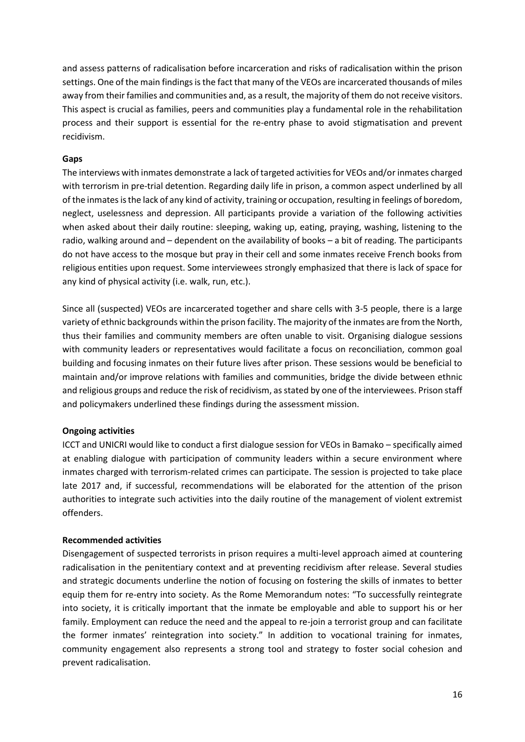and assess patterns of radicalisation before incarceration and risks of radicalisation within the prison settings. One of the main findings is the fact that many of the VEOs are incarcerated thousands of miles away from their families and communities and, as a result, the majority of them do not receive visitors. This aspect is crucial as families, peers and communities play a fundamental role in the rehabilitation process and their support is essential for the re-entry phase to avoid stigmatisation and prevent recidivism.

**Gaps**

The interviews with inmates demonstrate a lack of targeted activities for VEOs and/or inmates charged with terrorism in pre-trial detention. Regarding daily life in prison, a common aspect underlined by all of the inmates is the lack of any kind of activity, training or occupation, resulting in feelings of boredom, neglect, uselessness and depression. All participants provide a variation of the following activities when asked about their daily routine: sleeping, waking up, eating, praying, washing, listening to the radio, walking around and – dependent on the availability of books – a bit of reading. The participants do not have access to the mosque but pray in their cell and some inmates receive French books from religious entities upon request. Some interviewees strongly emphasized that there is lack of space for any kind of physical activity (i.e. walk, run, etc.).

Since all (suspected) VEOs are incarcerated together and share cells with 3-5 people, there is a large variety of ethnic backgrounds within the prison facility. The majority of the inmates are from the North, thus their families and community members are often unable to visit. Organising dialogue sessions with community leaders or representatives would facilitate a focus on reconciliation, common goal building and focusing inmates on their future lives after prison. These sessions would be beneficial to maintain and/or improve relations with families and communities, bridge the divide between ethnic and religious groups and reduce the risk of recidivism, as stated by one of the interviewees. Prison staff and policymakers underlined these findings during the assessment mission.

**Ongoing activities**

ICCT and UNICRI would like to conduct a first dialogue session for VEOs in Bamako – specifically aimed at enabling dialogue with participation of community leaders within a secure environment where inmates charged with terrorism-related crimes can participate. The session is projected to take place late 2017 and, if successful, recommendations will be elaborated for the attention of the prison authorities to integrate such activities into the daily routine of the management of violent extremist offenders.

**Recommended activities**

Disengagement of suspected terrorists in prison requires a multi-level approach aimed at countering radicalisation in the penitentiary context and at preventing recidivism after release. Several studies and strategic documents underline the notion of focusing on fostering the skills of inmates to better equip them for re-entry into society. As the Rome Memorandum notes: "To successfully reintegrate into society, it is critically important that the inmate be employable and able to support his or her family. Employment can reduce the need and the appeal to re-join a terrorist group and can facilitate the former inmates' reintegration into society." In addition to vocational training for inmates, community engagement also represents a strong tool and strategy to foster social cohesion and prevent radicalisation.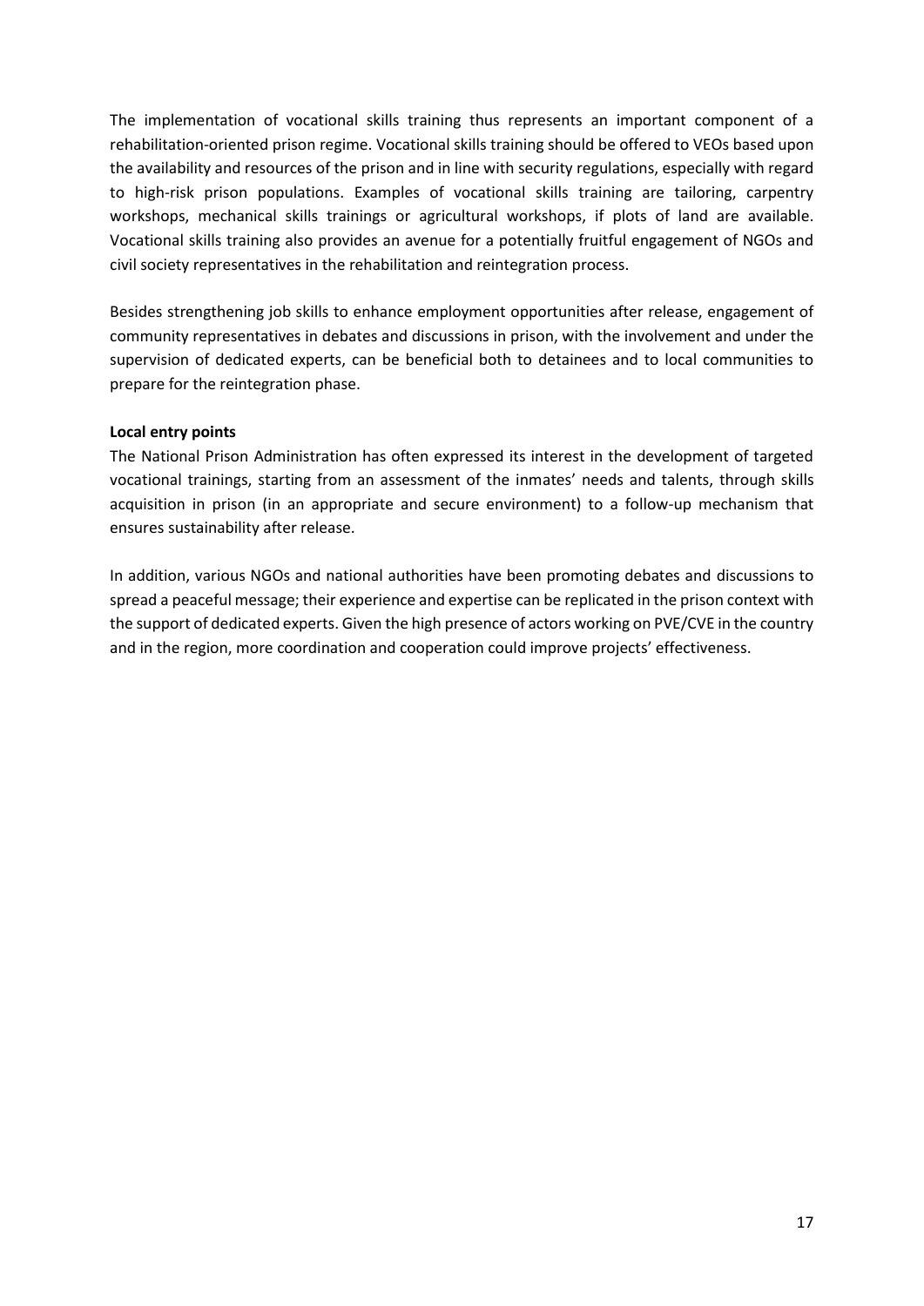The implementation of vocational skills training thus represents an important component of a rehabilitation-oriented prison regime. Vocational skills training should be offered to VEOs based upon the availability and resources of the prison and in line with security regulations, especially with regard to high-risk prison populations. Examples of vocational skills training are tailoring, carpentry workshops, mechanical skills trainings or agricultural workshops, if plots of land are available. Vocational skills training also provides an avenue for a potentially fruitful engagement of NGOs and civil society representatives in the rehabilitation and reintegration process.

Besides strengthening job skills to enhance employment opportunities after release, engagement of community representatives in debates and discussions in prison, with the involvement and under the supervision of dedicated experts, can be beneficial both to detainees and to local communities to prepare for the reintegration phase.

**Local entry points**

The National Prison Administration has often expressed its interest in the development of targeted vocational trainings, starting from an assessment of the inmates' needs and talents, through skills acquisition in prison (in an appropriate and secure environment) to a follow-up mechanism that ensures sustainability after release.

In addition, various NGOs and national authorities have been promoting debates and discussions to spread a peaceful message; their experience and expertise can be replicated in the prison context with the support of dedicated experts. Given the high presence of actors working on PVE/CVE in the country and in the region, more coordination and cooperation could improve projects' effectiveness.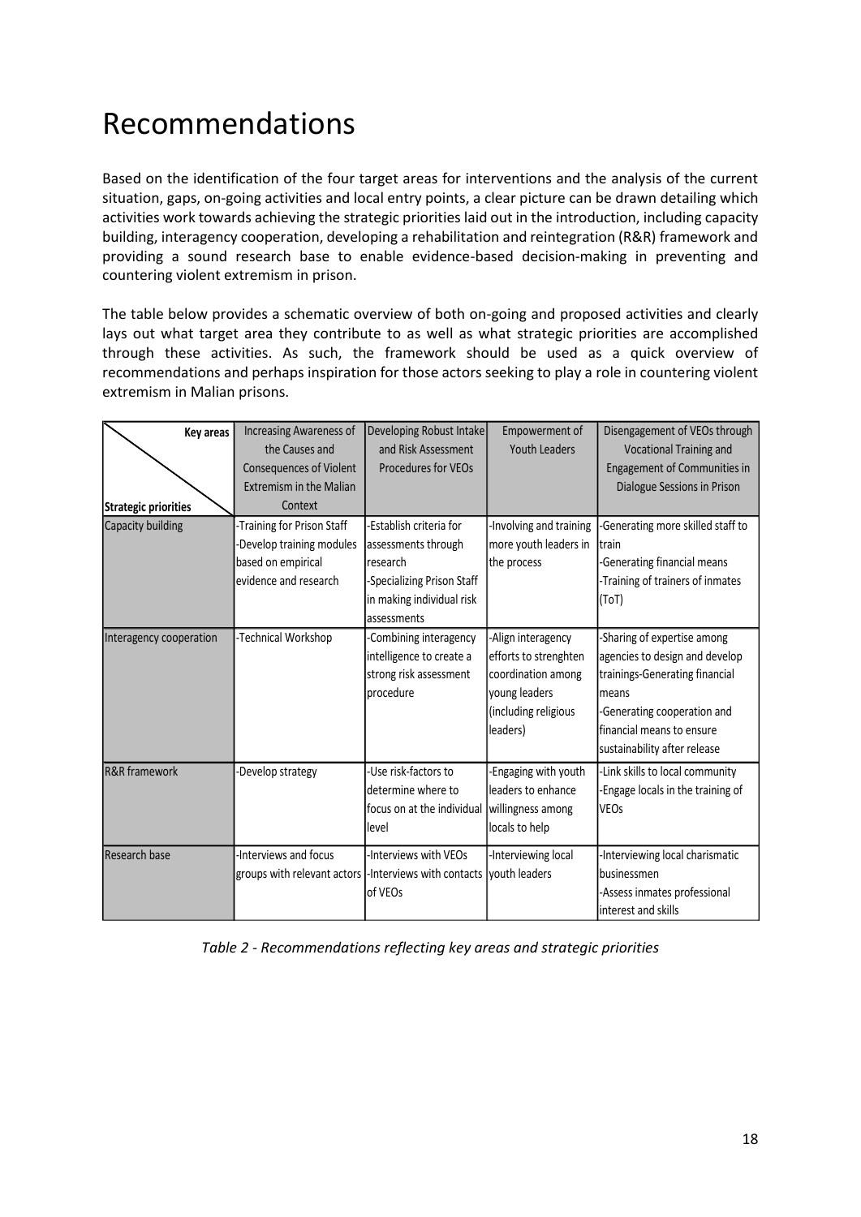# Recommendations

Based on the identification of the four target areas for interventions and the analysis of the current situation, gaps, on-going activities and local entry points, a clear picture can be drawn detailing which activities work towards achieving the strategic priorities laid out in the introduction, including capacity building, interagency cooperation, developing a rehabilitation and reintegration (R&R) framework and providing a sound research base to enable evidence-based decision-making in preventing and countering violent extremism in prison.

The table below provides a schematic overview of both on-going and proposed activities and clearly lays out what target area they contribute to as well as what strategic priorities are accomplished through these activities. As such, the framework should be used as a quick overview of recommendations and perhaps inspiration for those actors seeking to play a role in countering violent extremism in Malian prisons.

| Key areas / Strategic priorities | Increasing Awareness of the Causes and Consequences of Violent Extremism in the Malian Context | Developing Robust Intake and Risk Assessment Procedures for VEOs | Empowerment of Youth Leaders | Disengagement of VEOs through Vocational Training and Engagement of Communities in Dialogue Sessions in Prison |
|---|---|---|---|---|
| Capacity building | -Training for Prison Staff<br>-Develop training modules based on empirical evidence and research | -Establish criteria for assessments through research<br>-Specializing Prison Staff in making individual risk assessments | -Involving and training more youth leaders in the process | -Generating more skilled staff to train<br>-Generating financial means<br>-Training of trainers of inmates (ToT) |
| Interagency cooperation | -Technical Workshop | -Combining interagency intelligence to create a strong risk assessment procedure | -Align interagency efforts to strenghten coordination among young leaders (including religious leaders) | -Sharing of expertise among agencies to design and develop trainings-Generating financial means<br>-Generating cooperation and financial means to ensure sustainability after release |
| R&R framework | -Develop strategy | -Use risk-factors to determine where to focus on at the individual level | -Engaging with youth leaders to enhance willingness among locals to help | -Link skills to local community<br>-Engage locals in the training of VEOs |
| Research base | -Interviews and focus groups with relevant actors | -Interviews with VEOs<br>-Interviews with contacts of VEOs | -Interviewing local youth leaders | -Interviewing local charismatic businessmen<br>-Assess inmates professional interest and skills |

*Table 2 - Recommendations reflecting key areas and strategic priorities*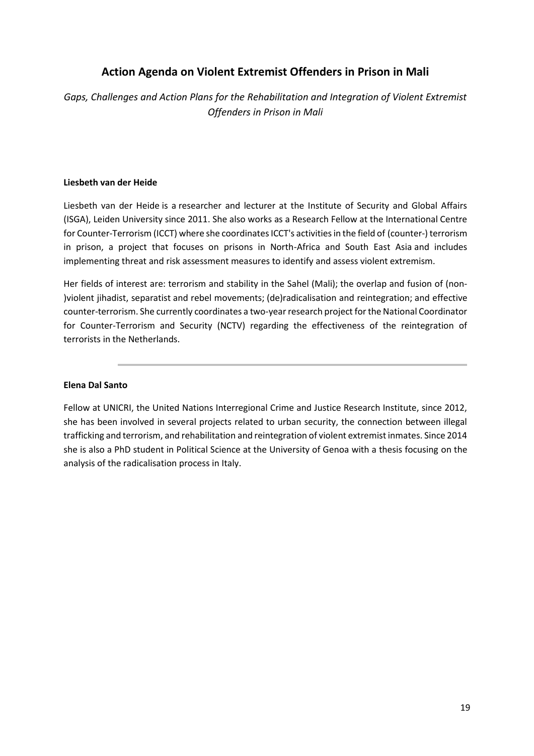## Action Agenda on Violent Extremist Offenders in Prison in Mali

*Gaps, Challenges and Action Plans for the Rehabilitation and Integration of Violent Extremist Offenders in Prison in Mali*

**Liesbeth van der Heide**

Liesbeth van der Heide is a researcher and lecturer at the Institute of Security and Global Affairs (ISGA), Leiden University since 2011. She also works as a Research Fellow at the International Centre for Counter-Terrorism (ICCT) where she coordinates ICCT's activities in the field of (counter-) terrorism in prison, a project that focuses on prisons in North-Africa and South East Asia and includes implementing threat and risk assessment measures to identify and assess violent extremism.

Her fields of interest are: terrorism and stability in the Sahel (Mali); the overlap and fusion of (non-)violent jihadist, separatist and rebel movements; (de)radicalisation and reintegration; and effective counter-terrorism. She currently coordinates a two-year research project for the National Coordinator for Counter-Terrorism and Security (NCTV) regarding the effectiveness of the reintegration of terrorists in the Netherlands.

---

**Elena Dal Santo**

Fellow at UNICRI, the United Nations Interregional Crime and Justice Research Institute, since 2012, she has been involved in several projects related to urban security, the connection between illegal trafficking and terrorism, and rehabilitation and reintegration of violent extremist inmates. Since 2014 she is also a PhD student in Political Science at the University of Genoa with a thesis focusing on the analysis of the radicalisation process in Italy.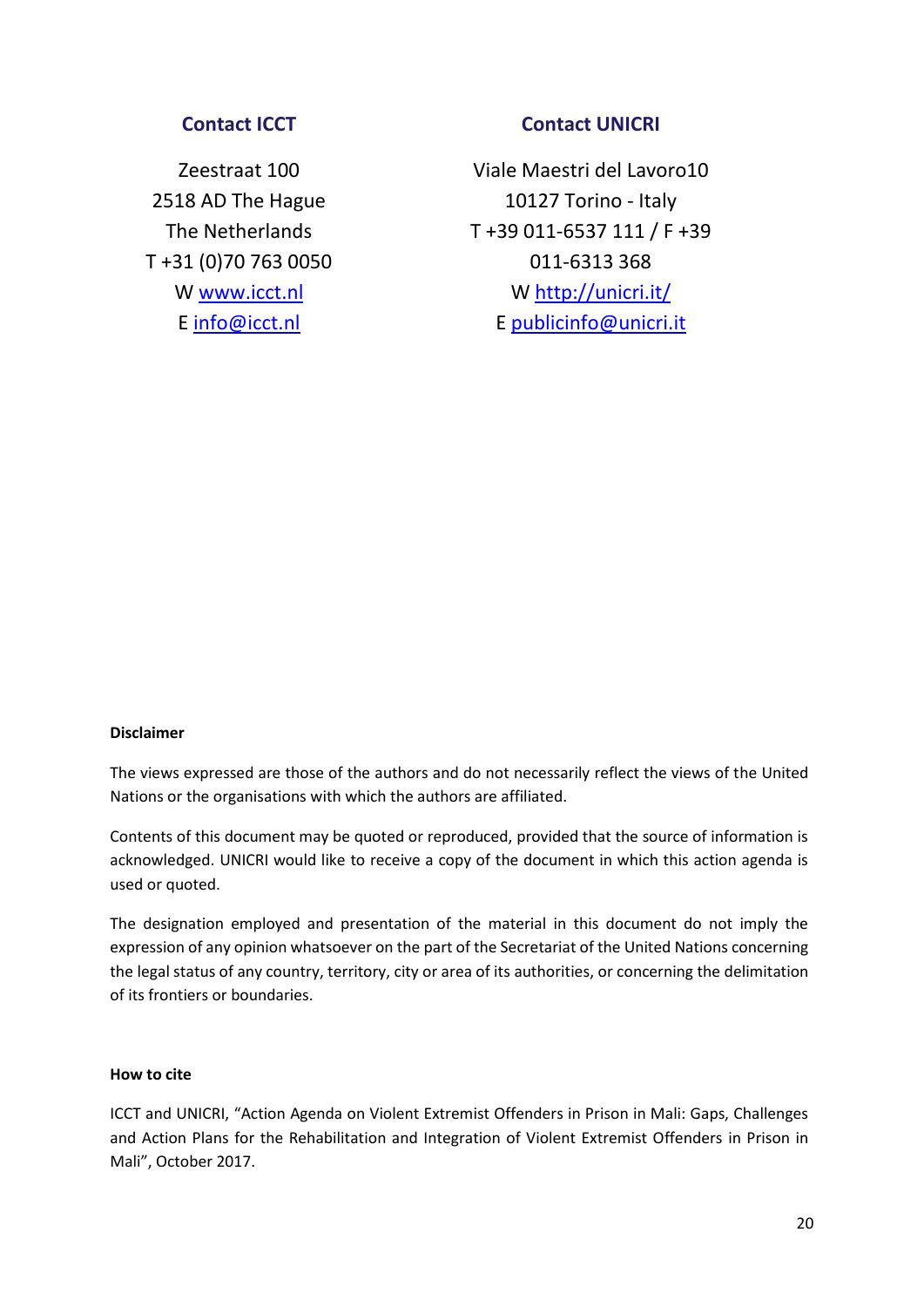### Contact ICCT

Zeestraat 100
2518 AD The Hague
The Netherlands
T +31 (0)70 763 0050
W [www.icct.nl](http://www.icct.nl)
E [info@icct.nl](mailto:info@icct.nl)

### Contact UNICRI

Viale Maestri del Lavoro10
10127 Torino - Italy
T +39 011-6537 111 / F +39 011-6313 368
W [http://unicri.it/](http://unicri.it/)
E [publicinfo@unicri.it](mailto:publicinfo@unicri.it)

**Disclaimer**

The views expressed are those of the authors and do not necessarily reflect the views of the United Nations or the organisations with which the authors are affiliated.

Contents of this document may be quoted or reproduced, provided that the source of information is acknowledged. UNICRI would like to receive a copy of the document in which this action agenda is used or quoted.

The designation employed and presentation of the material in this document do not imply the expression of any opinion whatsoever on the part of the Secretariat of the United Nations concerning the legal status of any country, territory, city or area of its authorities, or concerning the delimitation of its frontiers or boundaries.

**How to cite**

ICCT and UNICRI, "Action Agenda on Violent Extremist Offenders in Prison in Mali: Gaps, Challenges and Action Plans for the Rehabilitation and Integration of Violent Extremist Offenders in Prison in Mali", October 2017.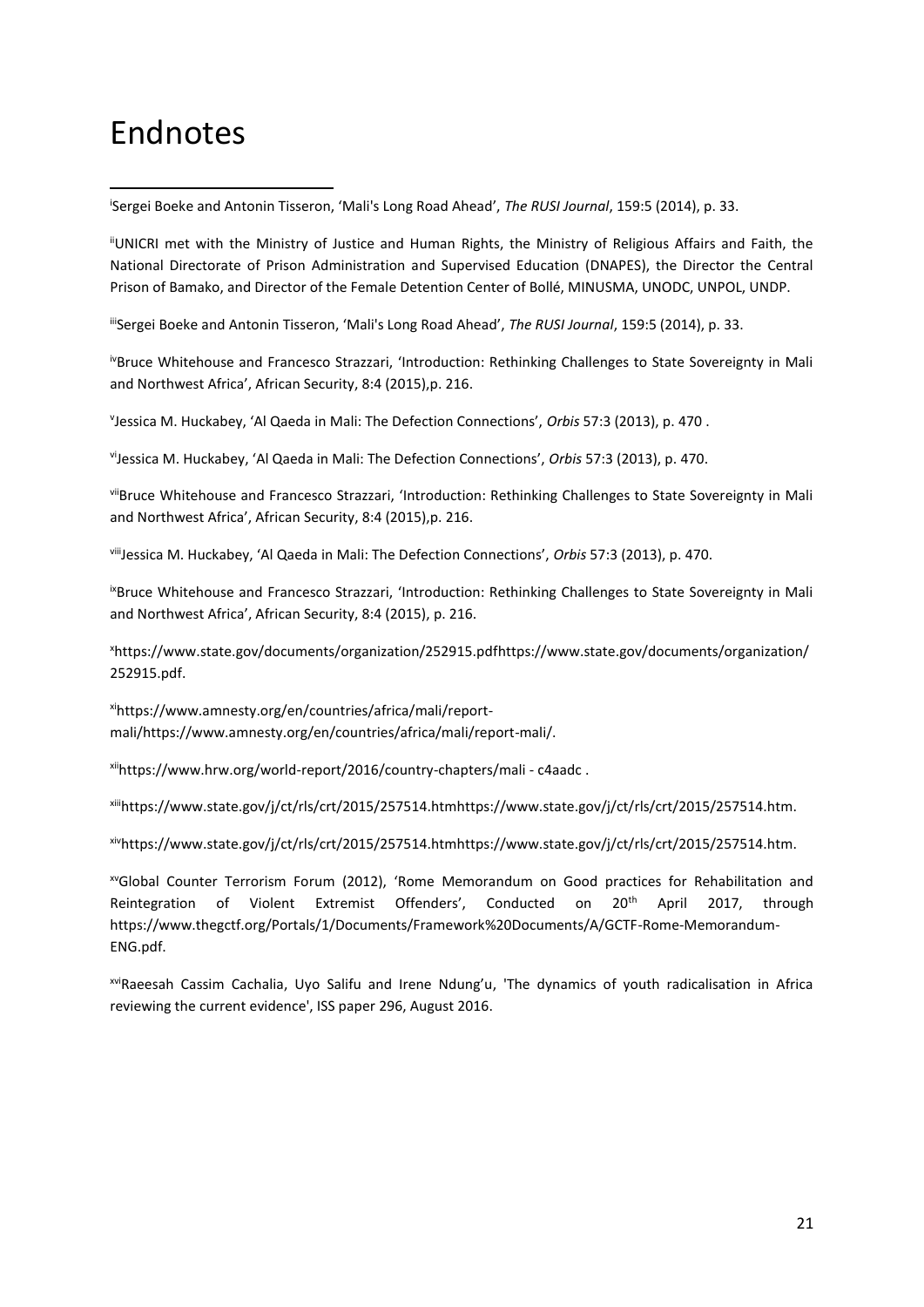# Endnotes

[i]Sergei Boeke and Antonin Tisseron, 'Mali's Long Road Ahead', *The RUSI Journal*, 159:5 (2014), p. 33.

[ii]UNICRI met with the Ministry of Justice and Human Rights, the Ministry of Religious Affairs and Faith, the National Directorate of Prison Administration and Supervised Education (DNAPES), the Director the Central Prison of Bamako, and Director of the Female Detention Center of Bollé, MINUSMA, UNODC, UNPOL, UNDP.

[iii]Sergei Boeke and Antonin Tisseron, 'Mali's Long Road Ahead', *The RUSI Journal*, 159:5 (2014), p. 33.

[iv]Bruce Whitehouse and Francesco Strazzari, 'Introduction: Rethinking Challenges to State Sovereignty in Mali and Northwest Africa', African Security, 8:4 (2015),p. 216.

[v]Jessica M. Huckabey, 'Al Qaeda in Mali: The Defection Connections', *Orbis* 57:3 (2013), p. 470 .

[vi]Jessica M. Huckabey, 'Al Qaeda in Mali: The Defection Connections', *Orbis* 57:3 (2013), p. 470.

[vii]Bruce Whitehouse and Francesco Strazzari, 'Introduction: Rethinking Challenges to State Sovereignty in Mali and Northwest Africa', African Security, 8:4 (2015),p. 216.

[viii]Jessica M. Huckabey, 'Al Qaeda in Mali: The Defection Connections', *Orbis* 57:3 (2013), p. 470.

[ix]Bruce Whitehouse and Francesco Strazzari, 'Introduction: Rethinking Challenges to State Sovereignty in Mali and Northwest Africa', African Security, 8:4 (2015), p. 216.

[x]https://www.state.gov/documents/organization/252915.pdfhttps://www.state.gov/documents/organization/252915.pdf.

[xi]https://www.amnesty.org/en/countries/africa/mali/report-mali/https://www.amnesty.org/en/countries/africa/mali/report-mali/.

[xii]https://www.hrw.org/world-report/2016/country-chapters/mali - c4aadc .

[xiii]https://www.state.gov/j/ct/rls/crt/2015/257514.htmhttps://www.state.gov/j/ct/rls/crt/2015/257514.htm.

[xiv]https://www.state.gov/j/ct/rls/crt/2015/257514.htmhttps://www.state.gov/j/ct/rls/crt/2015/257514.htm.

[xv]Global Counter Terrorism Forum (2012), 'Rome Memorandum on Good practices for Rehabilitation and Reintegration of Violent Extremist Offenders', Conducted on 20th April 2017, through https://www.thegctf.org/Portals/1/Documents/Framework%20Documents/A/GCTF-Rome-Memorandum-ENG.pdf.

[xvi]Raeesah Cassim Cachalia, Uyo Salifu and Irene Ndung'u, 'The dynamics of youth radicalisation in Africa reviewing the current evidence', ISS paper 296, August 2016.